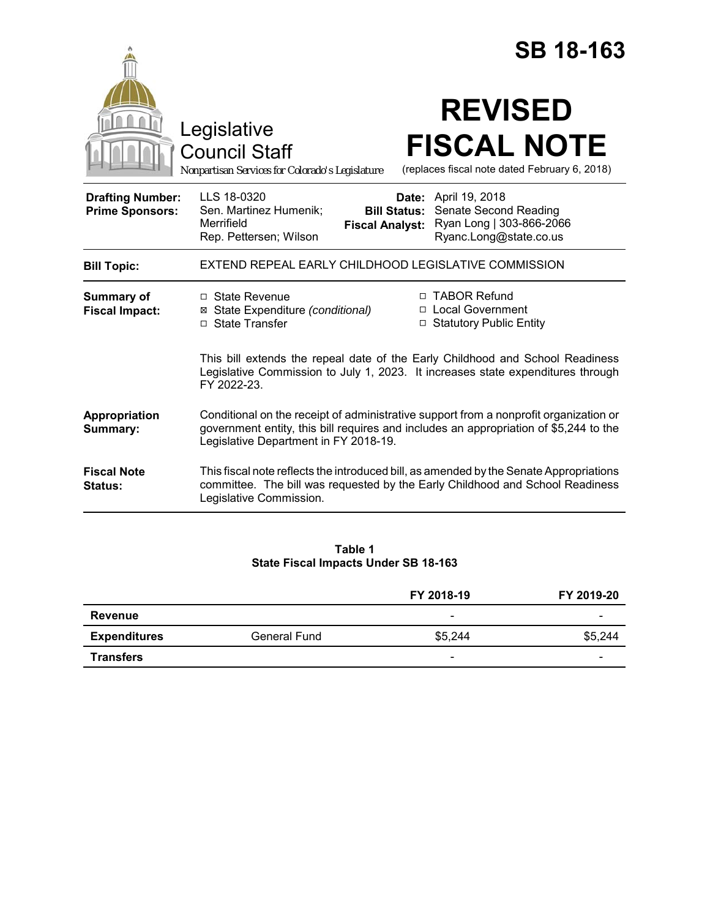# SB 18-163

Legislative Council Staff

*Nonpartisan Services for Colorado's Legislature*

# REVISED FISCAL NOTE

(replaces fiscal note dated February 6, 2018)

| | | | |
|---|---|---|---|
| **Drafting Number:** | LLS 18-0320 | **Date:** | April 19, 2018 |
| **Prime Sponsors:** | Sen. Martinez Humenik; Merrifield<br>Rep. Pettersen; Wilson | **Bill Status:** | Senate Second Reading |
| | | **Fiscal Analyst:** | Ryan Long \| 303-866-2066<br>Ryanc.Long@state.co.us |

**Bill Topic:** EXTEND REPEAL EARLY CHILDHOOD LEGISLATIVE COMMISSION

**Summary of Fiscal Impact:**

- ☐ State Revenue
- ☒ State Expenditure *(conditional)*
- ☐ State Transfer
- ☐ TABOR Refund
- ☐ Local Government
- ☐ Statutory Public Entity

This bill extends the repeal date of the Early Childhood and School Readiness Legislative Commission to July 1, 2023. It increases state expenditures through FY 2022-23.

**Appropriation Summary:** Conditional on the receipt of administrative support from a nonprofit organization or government entity, this bill requires and includes an appropriation of $5,244 to the Legislative Department in FY 2018-19.

**Fiscal Note Status:** This fiscal note reflects the introduced bill, as amended by the Senate Appropriations committee. The bill was requested by the Early Childhood and School Readiness Legislative Commission.

**Table 1**
**State Fiscal Impacts Under SB 18-163**

| | | FY 2018-19 | FY 2019-20 |
|---|---|---|---|
| **Revenue** | | - | - |
| **Expenditures** | General Fund | $5,244 | $5,244 |
| **Transfers** | | - | - |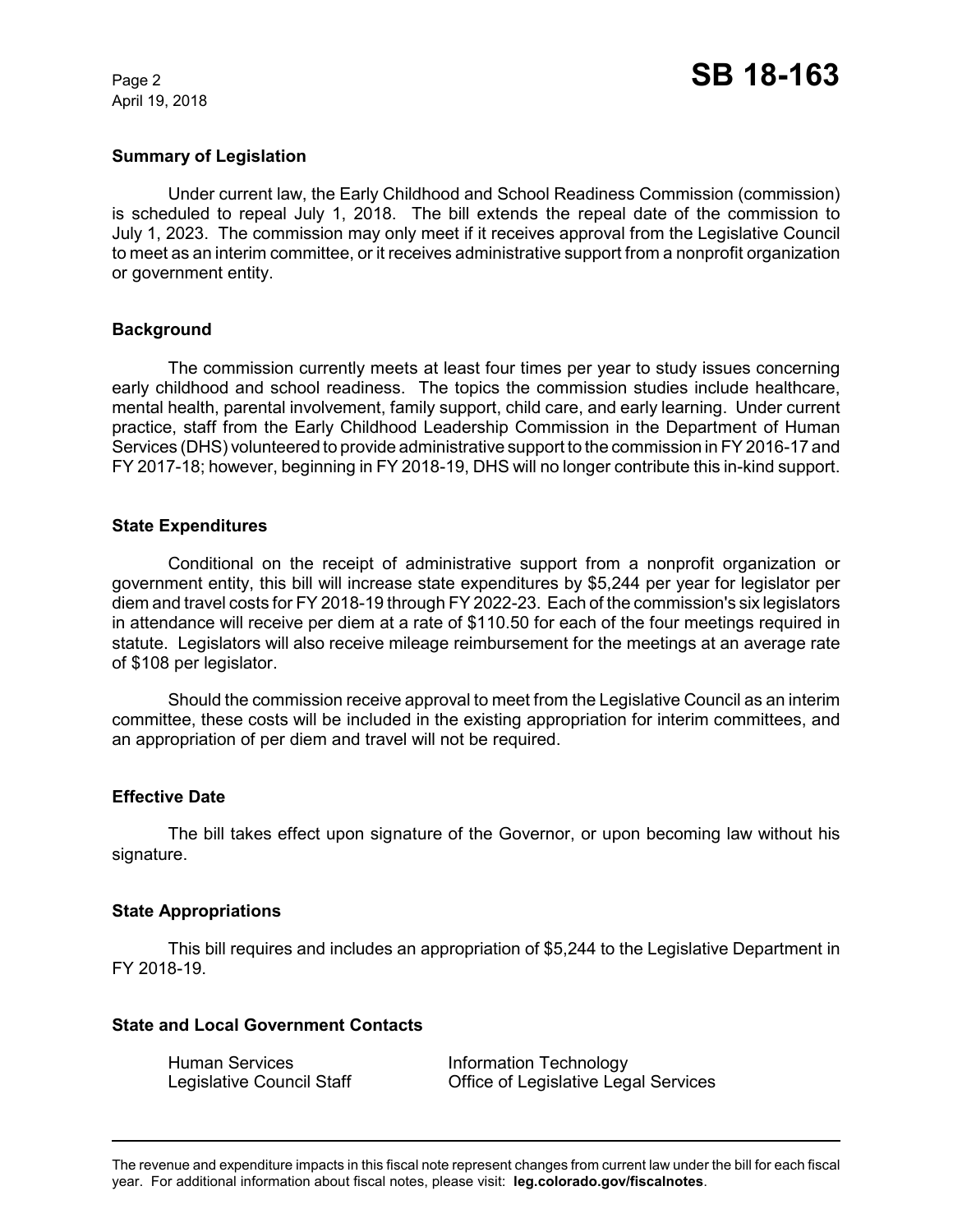### Summary of Legislation

Under current law, the Early Childhood and School Readiness Commission (commission) is scheduled to repeal July 1, 2018. The bill extends the repeal date of the commission to July 1, 2023. The commission may only meet if it receives approval from the Legislative Council to meet as an interim committee, or it receives administrative support from a nonprofit organization or government entity.

### Background

The commission currently meets at least four times per year to study issues concerning early childhood and school readiness. The topics the commission studies include healthcare, mental health, parental involvement, family support, child care, and early learning. Under current practice, staff from the Early Childhood Leadership Commission in the Department of Human Services (DHS) volunteered to provide administrative support to the commission in FY 2016-17 and FY 2017-18; however, beginning in FY 2018-19, DHS will no longer contribute this in-kind support.

### State Expenditures

Conditional on the receipt of administrative support from a nonprofit organization or government entity, this bill will increase state expenditures by $5,244 per year for legislator per diem and travel costs for FY 2018-19 through FY 2022-23. Each of the commission's six legislators in attendance will receive per diem at a rate of $110.50 for each of the four meetings required in statute. Legislators will also receive mileage reimbursement for the meetings at an average rate of $108 per legislator.

Should the commission receive approval to meet from the Legislative Council as an interim committee, these costs will be included in the existing appropriation for interim committees, and an appropriation of per diem and travel will not be required.

### Effective Date

The bill takes effect upon signature of the Governor, or upon becoming law without his signature.

### State Appropriations

This bill requires and includes an appropriation of $5,244 to the Legislative Department in FY 2018-19.

### State and Local Government Contacts

| | |
|---|---|
| Human Services | Information Technology |
| Legislative Council Staff | Office of Legislative Legal Services |

The revenue and expenditure impacts in this fiscal note represent changes from current law under the bill for each fiscal year. For additional information about fiscal notes, please visit: **leg.colorado.gov/fiscalnotes**.